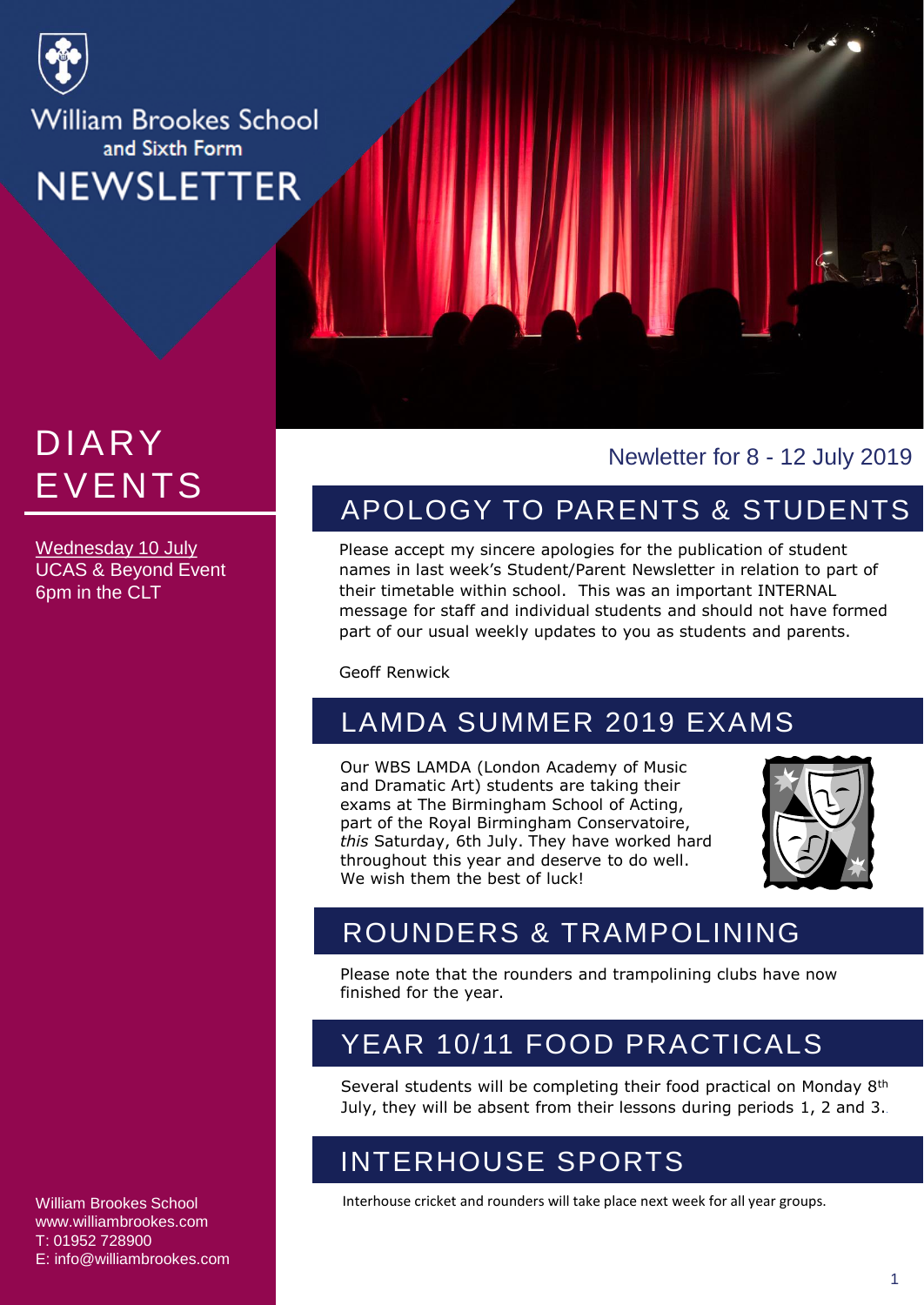William Brookes School and Sixth Form

# NEWSLETTER

Newletter for 8 - 12 July 2019

## DIARY EVENTS

Wednesday 10 July
UCAS & Beyond Event
6pm in the CLT

## APOLOGY TO PARENTS & STUDENTS

Please accept my sincere apologies for the publication of student names in last week's Student/Parent Newsletter in relation to part of their timetable within school. This was an important INTERNAL message for staff and individual students and should not have formed part of our usual weekly updates to you as students and parents.

Geoff Renwick

## LAMDA SUMMER 2019 EXAMS

Our WBS LAMDA (London Academy of Music and Dramatic Art) students are taking their exams at The Birmingham School of Acting, part of the Royal Birmingham Conservatoire, *this* Saturday, 6th July. They have worked hard throughout this year and deserve to do well. We wish them the best of luck!

## ROUNDERS & TRAMPOLINING

Please note that the rounders and trampolining clubs have now finished for the year.

## YEAR 10/11 FOOD PRACTICALS

Several students will be completing their food practical on Monday 8th July, they will be absent from their lessons during periods 1, 2 and 3.

## INTERHOUSE SPORTS

Interhouse cricket and rounders will take place next week for all year groups.

William Brookes School
www.williambrookes.com
T: 01952 728900
E: info@williambrookes.com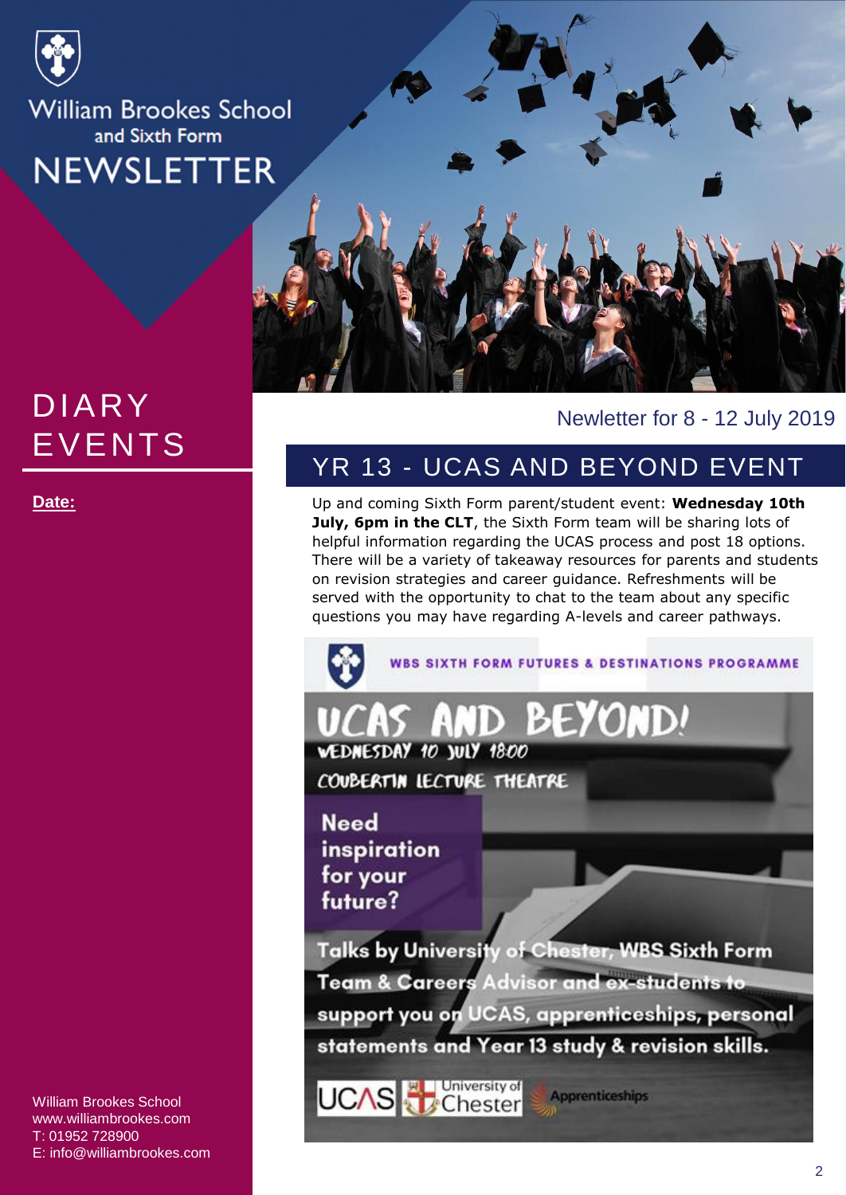William Brookes School and Sixth Form

# NEWSLETTER

## DIARY EVENTS

**Date:**

William Brookes School
www.williambrookes.com
T: 01952 728900
E: info@williambrookes.com

Newletter for 8 - 12 July 2019

## YR 13 - UCAS AND BEYOND EVENT

Up and coming Sixth Form parent/student event: **Wednesday 10th July, 6pm in the CLT**, the Sixth Form team will be sharing lots of helpful information regarding the UCAS process and post 18 options. There will be a variety of takeaway resources for parents and students on revision strategies and career guidance. Refreshments will be served with the opportunity to chat to the team about any specific questions you may have regarding A-levels and career pathways.

WBS SIXTH FORM FUTURES & DESTINATIONS PROGRAMME

**UCAS AND BEYOND!**

WEDNESDAY 10 JULY 1800

COUBERTIN LECTURE THEATRE

Need inspiration for your future?

Talks by University of Chester, WBS Sixth Form Team & Careers Advisor and ex-students to support you on UCAS, apprenticeships, personal statements and Year 13 study & revision skills.

UCAS | University of Chester | Apprenticeships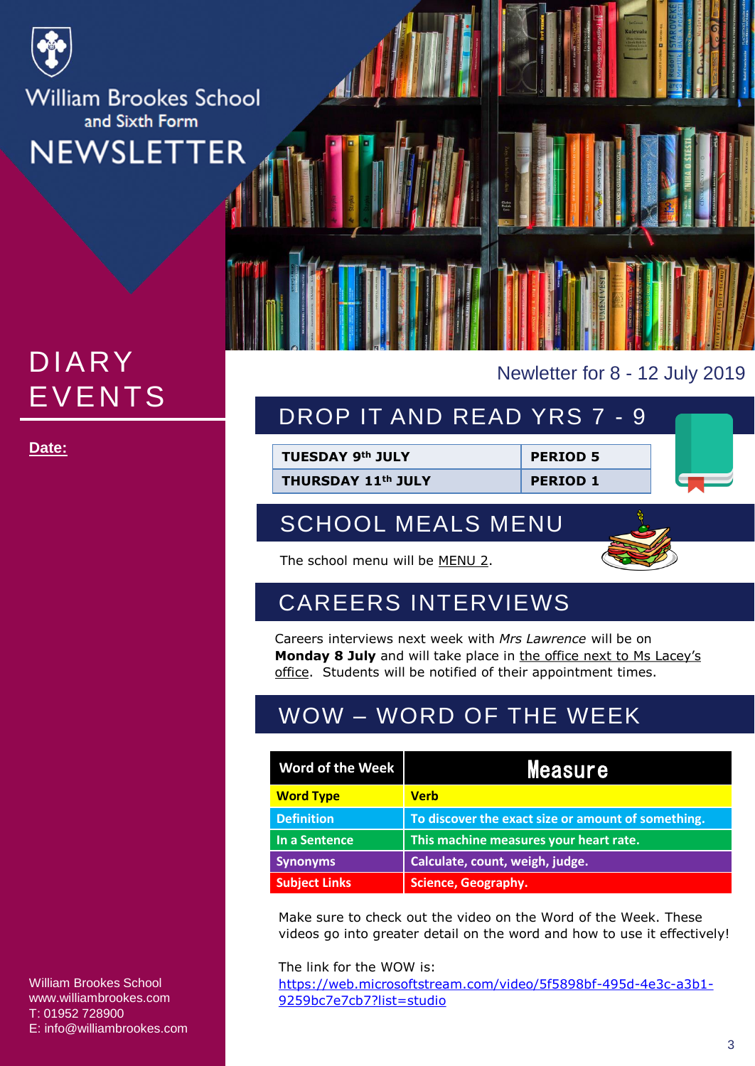William Brookes School and Sixth Form

NEWSLETTER

# DIARY EVENTS

**Date:**

Newletter for 8 - 12 July 2019

## DROP IT AND READ YRS 7 - 9

| | |
|---|---|
| **TUESDAY 9th JULY** | **PERIOD 5** |
| **THURSDAY 11th JULY** | **PERIOD 1** |

## SCHOOL MEALS MENU

The school menu will be MENU 2.

## CAREERS INTERVIEWS

Careers interviews next week with *Mrs Lawrence* will be on **Monday 8 July** and will take place in the office next to Ms Lacey's office. Students will be notified of their appointment times.

## WOW – WORD OF THE WEEK

| Word of the Week | Measure |
|---|---|
| Word Type | Verb |
| Definition | To discover the exact size or amount of something. |
| In a Sentence | This machine measures your heart rate. |
| Synonyms | Calculate, count, weigh, judge. |
| Subject Links | Science, Geography. |

Make sure to check out the video on the Word of the Week. These videos go into greater detail on the word and how to use it effectively!

The link for the WOW is:
https://web.microsoftstream.com/video/5f5898bf-495d-4e3c-a3b1-9259bc7e7cb7?list=studio

William Brookes School
www.williambrookes.com
T: 01952 728900
E: info@williambrookes.com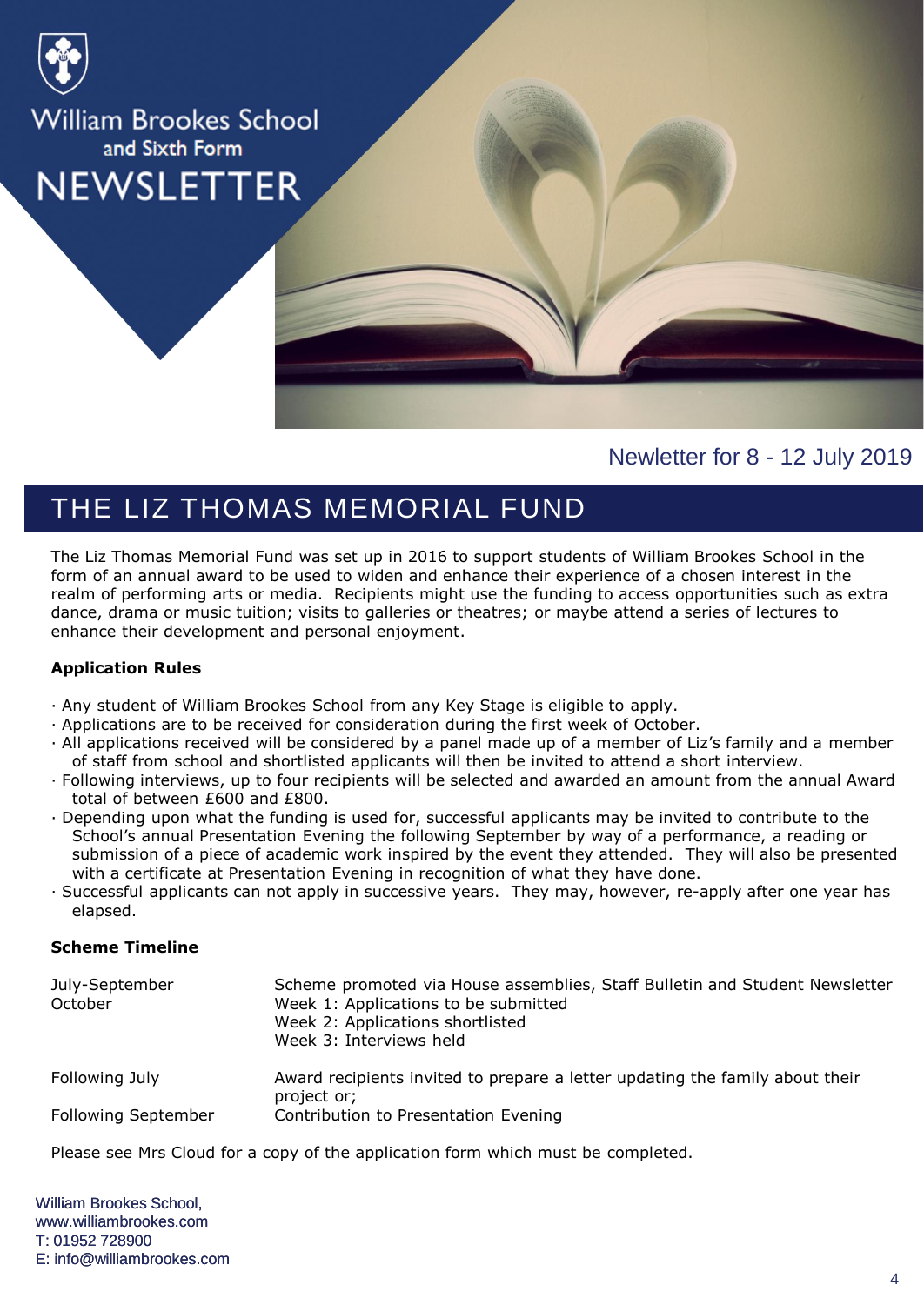William Brookes School and Sixth Form

# NEWSLETTER

Newletter for 8 - 12 July 2019

## THE LIZ THOMAS MEMORIAL FUND

The Liz Thomas Memorial Fund was set up in 2016 to support students of William Brookes School in the form of an annual award to be used to widen and enhance their experience of a chosen interest in the realm of performing arts or media. Recipients might use the funding to access opportunities such as extra dance, drama or music tuition; visits to galleries or theatres; or maybe attend a series of lectures to enhance their development and personal enjoyment.

**Application Rules**

- Any student of William Brookes School from any Key Stage is eligible to apply.
- Applications are to be received for consideration during the first week of October.
- All applications received will be considered by a panel made up of a member of Liz's family and a member of staff from school and shortlisted applicants will then be invited to attend a short interview.
- Following interviews, up to four recipients will be selected and awarded an amount from the annual Award total of between £600 and £800.
- Depending upon what the funding is used for, successful applicants may be invited to contribute to the School's annual Presentation Evening the following September by way of a performance, a reading or submission of a piece of academic work inspired by the event they attended. They will also be presented with a certificate at Presentation Evening in recognition of what they have done.
- Successful applicants can not apply in successive years. They may, however, re-apply after one year has elapsed.

**Scheme Timeline**

| | |
|---|---|
| July-September | Scheme promoted via House assemblies, Staff Bulletin and Student Newsletter |
| October | Week 1: Applications to be submitted<br>Week 2: Applications shortlisted<br>Week 3: Interviews held |
| Following July | Award recipients invited to prepare a letter updating the family about their project or; |
| Following September | Contribution to Presentation Evening |

Please see Mrs Cloud for a copy of the application form which must be completed.

William Brookes School,
www.williambrookes.com
T: 01952 728900
E: info@williambrookes.com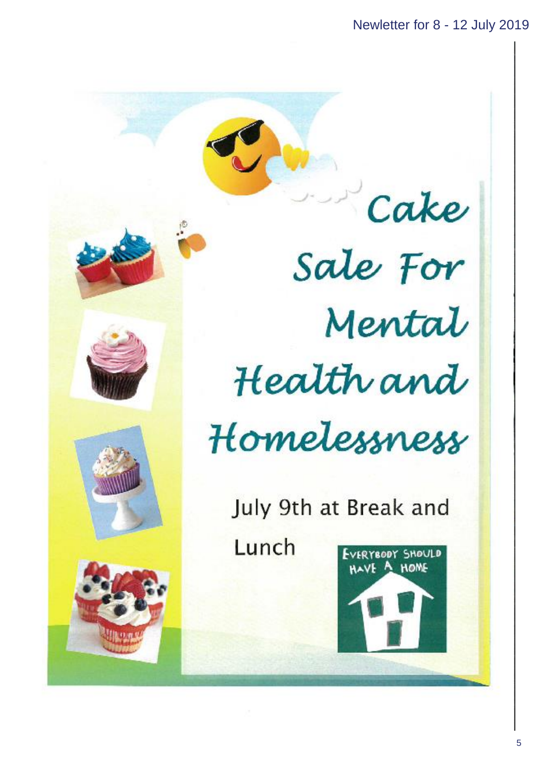# Cake Sale For Mental Health and Homelessness

July 9th at Break and Lunch

EVERYBODY SHOULD HAVE A HOME